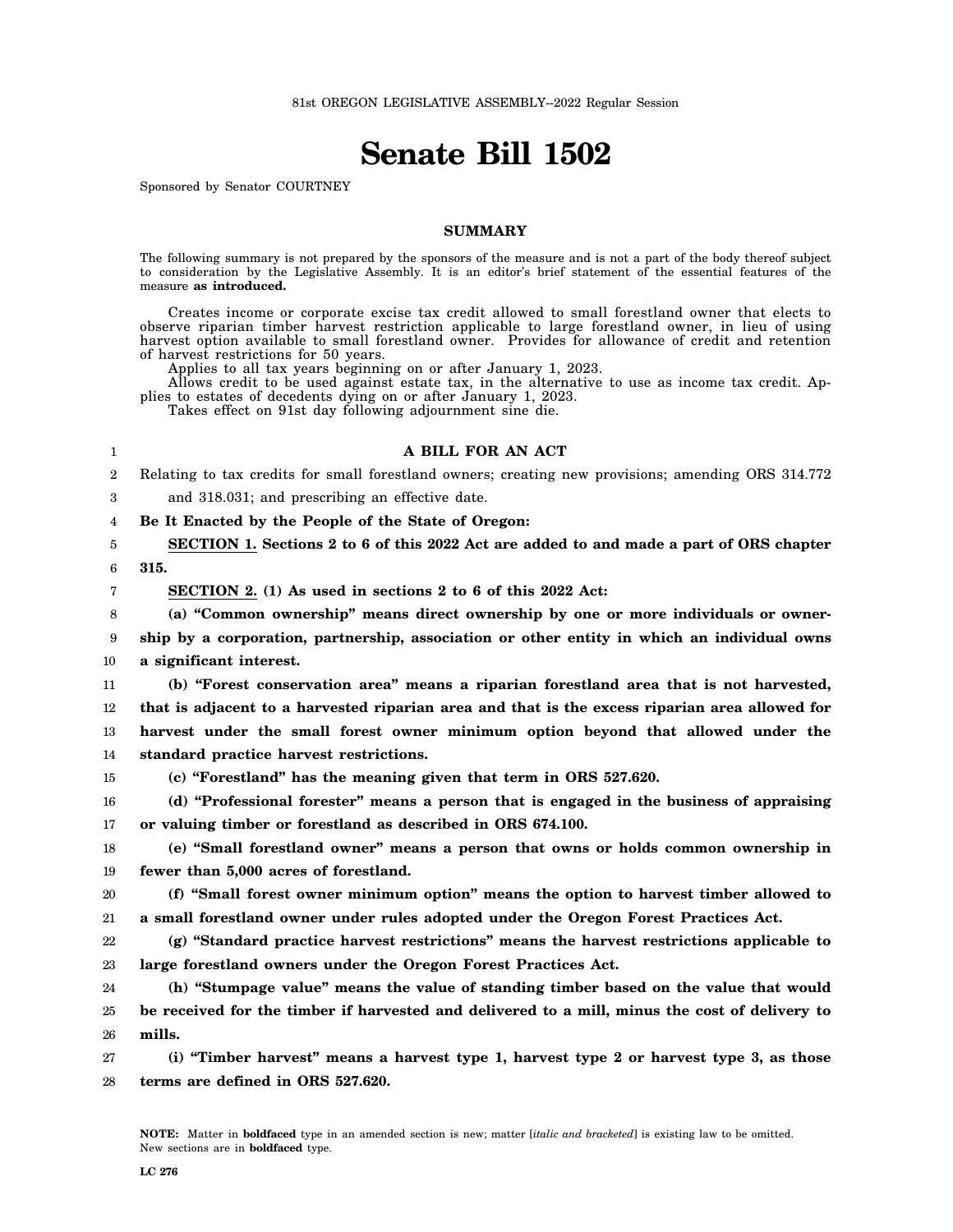81st OREGON LEGISLATIVE ASSEMBLY--2022 Regular Session

# Senate Bill 1502

Sponsored by Senator COURTNEY

## SUMMARY

The following summary is not prepared by the sponsors of the measure and is not a part of the body thereof subject to consideration by the Legislative Assembly. It is an editor's brief statement of the essential features of the measure **as introduced.**

Creates income or corporate excise tax credit allowed to small forestland owner that elects to observe riparian timber harvest restriction applicable to large forestland owner, in lieu of using harvest option available to small forestland owner. Provides for allowance of credit and retention of harvest restrictions for 50 years.

Applies to all tax years beginning on or after January 1, 2023.

Allows credit to be used against estate tax, in the alternative to use as income tax credit. Applies to estates of decedents dying on or after January 1, 2023.

Takes effect on 91st day following adjournment sine die.

## A BILL FOR AN ACT

Relating to tax credits for small forestland owners; creating new provisions; amending ORS 314.772 and 318.031; and prescribing an effective date.

**Be It Enacted by the People of the State of Oregon:**

**SECTION 1. Sections 2 to 6 of this 2022 Act are added to and made a part of ORS chapter 315.**

**SECTION 2. (1) As used in sections 2 to 6 of this 2022 Act:**

**(a) "Common ownership" means direct ownership by one or more individuals or ownership by a corporation, partnership, association or other entity in which an individual owns a significant interest.**

**(b) "Forest conservation area" means a riparian forestland area that is not harvested, that is adjacent to a harvested riparian area and that is the excess riparian area allowed for harvest under the small forest owner minimum option beyond that allowed under the standard practice harvest restrictions.**

**(c) "Forestland" has the meaning given that term in ORS 527.620.**

**(d) "Professional forester" means a person that is engaged in the business of appraising or valuing timber or forestland as described in ORS 674.100.**

**(e) "Small forestland owner" means a person that owns or holds common ownership in fewer than 5,000 acres of forestland.**

**(f) "Small forest owner minimum option" means the option to harvest timber allowed to a small forestland owner under rules adopted under the Oregon Forest Practices Act.**

**(g) "Standard practice harvest restrictions" means the harvest restrictions applicable to large forestland owners under the Oregon Forest Practices Act.**

**(h) "Stumpage value" means the value of standing timber based on the value that would be received for the timber if harvested and delivered to a mill, minus the cost of delivery to mills.**

**(i) "Timber harvest" means a harvest type 1, harvest type 2 or harvest type 3, as those terms are defined in ORS 527.620.**

NOTE: Matter in **boldfaced** type in an amended section is new; matter [*italic and bracketed*] is existing law to be omitted. New sections are in **boldfaced** type.

LC 276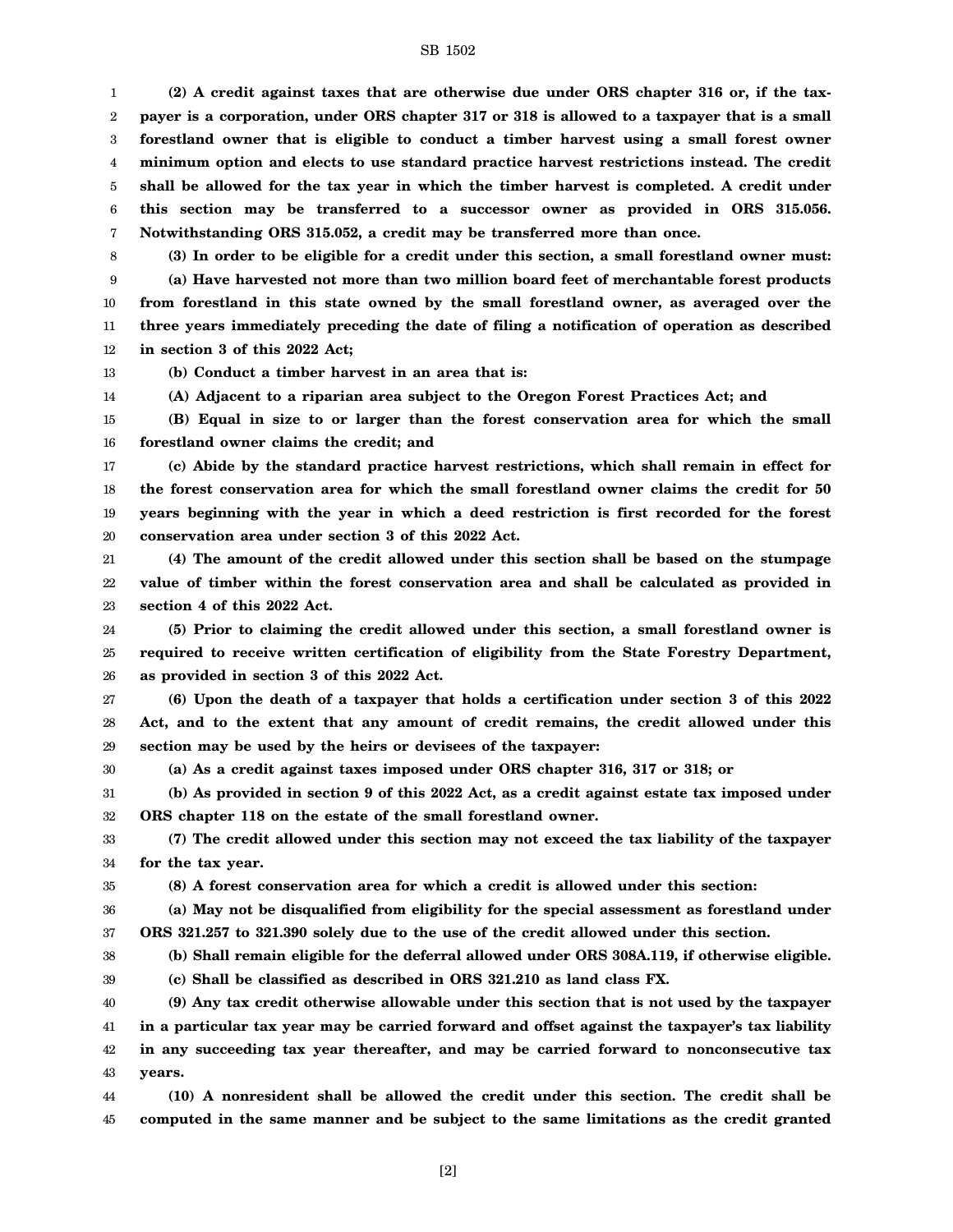**(2) A credit against taxes that are otherwise due under ORS chapter 316 or, if the taxpayer is a corporation, under ORS chapter 317 or 318 is allowed to a taxpayer that is a small forestland owner that is eligible to conduct a timber harvest using a small forest owner minimum option and elects to use standard practice harvest restrictions instead. The credit shall be allowed for the tax year in which the timber harvest is completed. A credit under this section may be transferred to a successor owner as provided in ORS 315.056. Notwithstanding ORS 315.052, a credit may be transferred more than once.**

**(3) In order to be eligible for a credit under this section, a small forestland owner must:**

**(a) Have harvested not more than two million board feet of merchantable forest products from forestland in this state owned by the small forestland owner, as averaged over the three years immediately preceding the date of filing a notification of operation as described in section 3 of this 2022 Act;**

**(b) Conduct a timber harvest in an area that is:**

**(A) Adjacent to a riparian area subject to the Oregon Forest Practices Act; and**

**(B) Equal in size to or larger than the forest conservation area for which the small forestland owner claims the credit; and**

**(c) Abide by the standard practice harvest restrictions, which shall remain in effect for the forest conservation area for which the small forestland owner claims the credit for 50 years beginning with the year in which a deed restriction is first recorded for the forest conservation area under section 3 of this 2022 Act.**

**(4) The amount of the credit allowed under this section shall be based on the stumpage value of timber within the forest conservation area and shall be calculated as provided in section 4 of this 2022 Act.**

**(5) Prior to claiming the credit allowed under this section, a small forestland owner is required to receive written certification of eligibility from the State Forestry Department, as provided in section 3 of this 2022 Act.**

**(6) Upon the death of a taxpayer that holds a certification under section 3 of this 2022 Act, and to the extent that any amount of credit remains, the credit allowed under this section may be used by the heirs or devisees of the taxpayer:**

**(a) As a credit against taxes imposed under ORS chapter 316, 317 or 318; or**

**(b) As provided in section 9 of this 2022 Act, as a credit against estate tax imposed under ORS chapter 118 on the estate of the small forestland owner.**

**(7) The credit allowed under this section may not exceed the tax liability of the taxpayer for the tax year.**

**(8) A forest conservation area for which a credit is allowed under this section:**

**(a) May not be disqualified from eligibility for the special assessment as forestland under ORS 321.257 to 321.390 solely due to the use of the credit allowed under this section.**

**(b) Shall remain eligible for the deferral allowed under ORS 308A.119, if otherwise eligible.**

**(c) Shall be classified as described in ORS 321.210 as land class FX.**

**(9) Any tax credit otherwise allowable under this section that is not used by the taxpayer in a particular tax year may be carried forward and offset against the taxpayer's tax liability in any succeeding tax year thereafter, and may be carried forward to nonconsecutive tax years.**

**(10) A nonresident shall be allowed the credit under this section. The credit shall be computed in the same manner and be subject to the same limitations as the credit granted**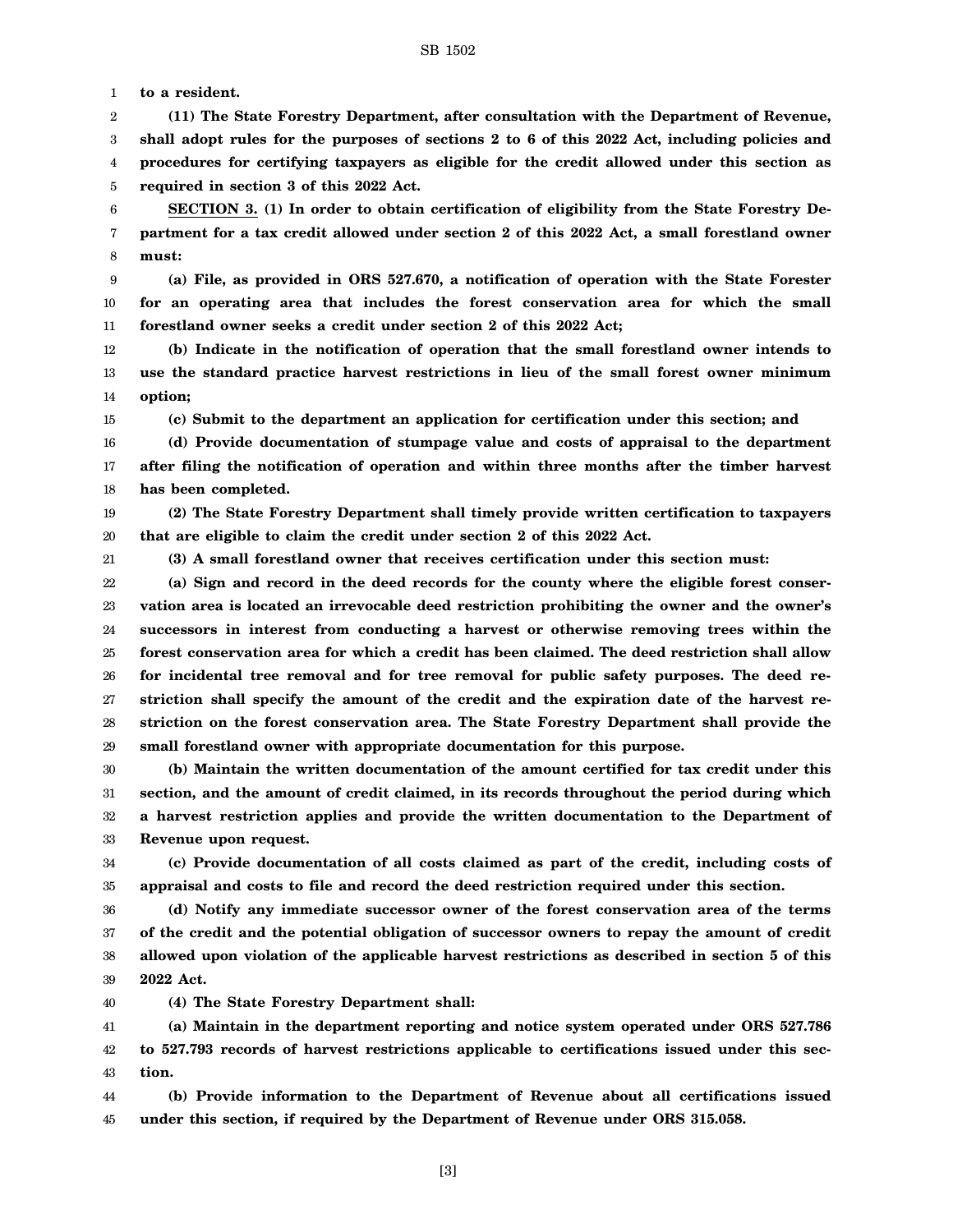**to a resident.**

**(11) The State Forestry Department, after consultation with the Department of Revenue, shall adopt rules for the purposes of sections 2 to 6 of this 2022 Act, including policies and procedures for certifying taxpayers as eligible for the credit allowed under this section as required in section 3 of this 2022 Act.**

**SECTION 3. (1) In order to obtain certification of eligibility from the State Forestry Department for a tax credit allowed under section 2 of this 2022 Act, a small forestland owner must:**

**(a) File, as provided in ORS 527.670, a notification of operation with the State Forester for an operating area that includes the forest conservation area for which the small forestland owner seeks a credit under section 2 of this 2022 Act;**

**(b) Indicate in the notification of operation that the small forestland owner intends to use the standard practice harvest restrictions in lieu of the small forest owner minimum option;**

**(c) Submit to the department an application for certification under this section; and**

**(d) Provide documentation of stumpage value and costs of appraisal to the department after filing the notification of operation and within three months after the timber harvest has been completed.**

**(2) The State Forestry Department shall timely provide written certification to taxpayers that are eligible to claim the credit under section 2 of this 2022 Act.**

**(3) A small forestland owner that receives certification under this section must:**

**(a) Sign and record in the deed records for the county where the eligible forest conservation area is located an irrevocable deed restriction prohibiting the owner and the owner's successors in interest from conducting a harvest or otherwise removing trees within the forest conservation area for which a credit has been claimed. The deed restriction shall allow for incidental tree removal and for tree removal for public safety purposes. The deed restriction shall specify the amount of the credit and the expiration date of the harvest restriction on the forest conservation area. The State Forestry Department shall provide the small forestland owner with appropriate documentation for this purpose.**

**(b) Maintain the written documentation of the amount certified for tax credit under this section, and the amount of credit claimed, in its records throughout the period during which a harvest restriction applies and provide the written documentation to the Department of Revenue upon request.**

**(c) Provide documentation of all costs claimed as part of the credit, including costs of appraisal and costs to file and record the deed restriction required under this section.**

**(d) Notify any immediate successor owner of the forest conservation area of the terms of the credit and the potential obligation of successor owners to repay the amount of credit allowed upon violation of the applicable harvest restrictions as described in section 5 of this 2022 Act.**

**(4) The State Forestry Department shall:**

**(a) Maintain in the department reporting and notice system operated under ORS 527.786 to 527.793 records of harvest restrictions applicable to certifications issued under this section.**

**(b) Provide information to the Department of Revenue about all certifications issued under this section, if required by the Department of Revenue under ORS 315.058.**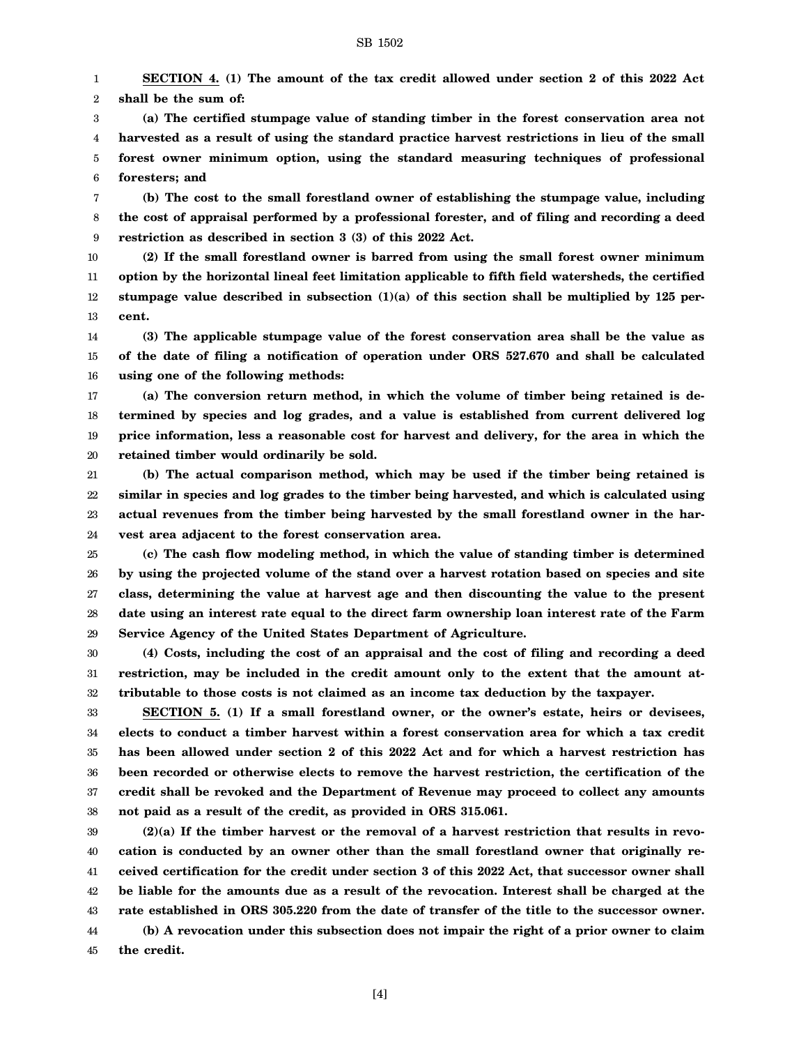**SECTION 4. (1) The amount of the tax credit allowed under section 2 of this 2022 Act shall be the sum of:**

**(a) The certified stumpage value of standing timber in the forest conservation area not harvested as a result of using the standard practice harvest restrictions in lieu of the small forest owner minimum option, using the standard measuring techniques of professional foresters; and**

**(b) The cost to the small forestland owner of establishing the stumpage value, including the cost of appraisal performed by a professional forester, and of filing and recording a deed restriction as described in section 3 (3) of this 2022 Act.**

**(2) If the small forestland owner is barred from using the small forest owner minimum option by the horizontal lineal feet limitation applicable to fifth field watersheds, the certified stumpage value described in subsection (1)(a) of this section shall be multiplied by 125 percent.**

**(3) The applicable stumpage value of the forest conservation area shall be the value as of the date of filing a notification of operation under ORS 527.670 and shall be calculated using one of the following methods:**

**(a) The conversion return method, in which the volume of timber being retained is determined by species and log grades, and a value is established from current delivered log price information, less a reasonable cost for harvest and delivery, for the area in which the retained timber would ordinarily be sold.**

**(b) The actual comparison method, which may be used if the timber being retained is similar in species and log grades to the timber being harvested, and which is calculated using actual revenues from the timber being harvested by the small forestland owner in the harvest area adjacent to the forest conservation area.**

**(c) The cash flow modeling method, in which the value of standing timber is determined by using the projected volume of the stand over a harvest rotation based on species and site class, determining the value at harvest age and then discounting the value to the present date using an interest rate equal to the direct farm ownership loan interest rate of the Farm Service Agency of the United States Department of Agriculture.**

**(4) Costs, including the cost of an appraisal and the cost of filing and recording a deed restriction, may be included in the credit amount only to the extent that the amount attributable to those costs is not claimed as an income tax deduction by the taxpayer.**

**SECTION 5. (1) If a small forestland owner, or the owner's estate, heirs or devisees, elects to conduct a timber harvest within a forest conservation area for which a tax credit has been allowed under section 2 of this 2022 Act and for which a harvest restriction has been recorded or otherwise elects to remove the harvest restriction, the certification of the credit shall be revoked and the Department of Revenue may proceed to collect any amounts not paid as a result of the credit, as provided in ORS 315.061.**

**(2)(a) If the timber harvest or the removal of a harvest restriction that results in revocation is conducted by an owner other than the small forestland owner that originally received certification for the credit under section 3 of this 2022 Act, that successor owner shall be liable for the amounts due as a result of the revocation. Interest shall be charged at the rate established in ORS 305.220 from the date of transfer of the title to the successor owner.**

**(b) A revocation under this subsection does not impair the right of a prior owner to claim the credit.**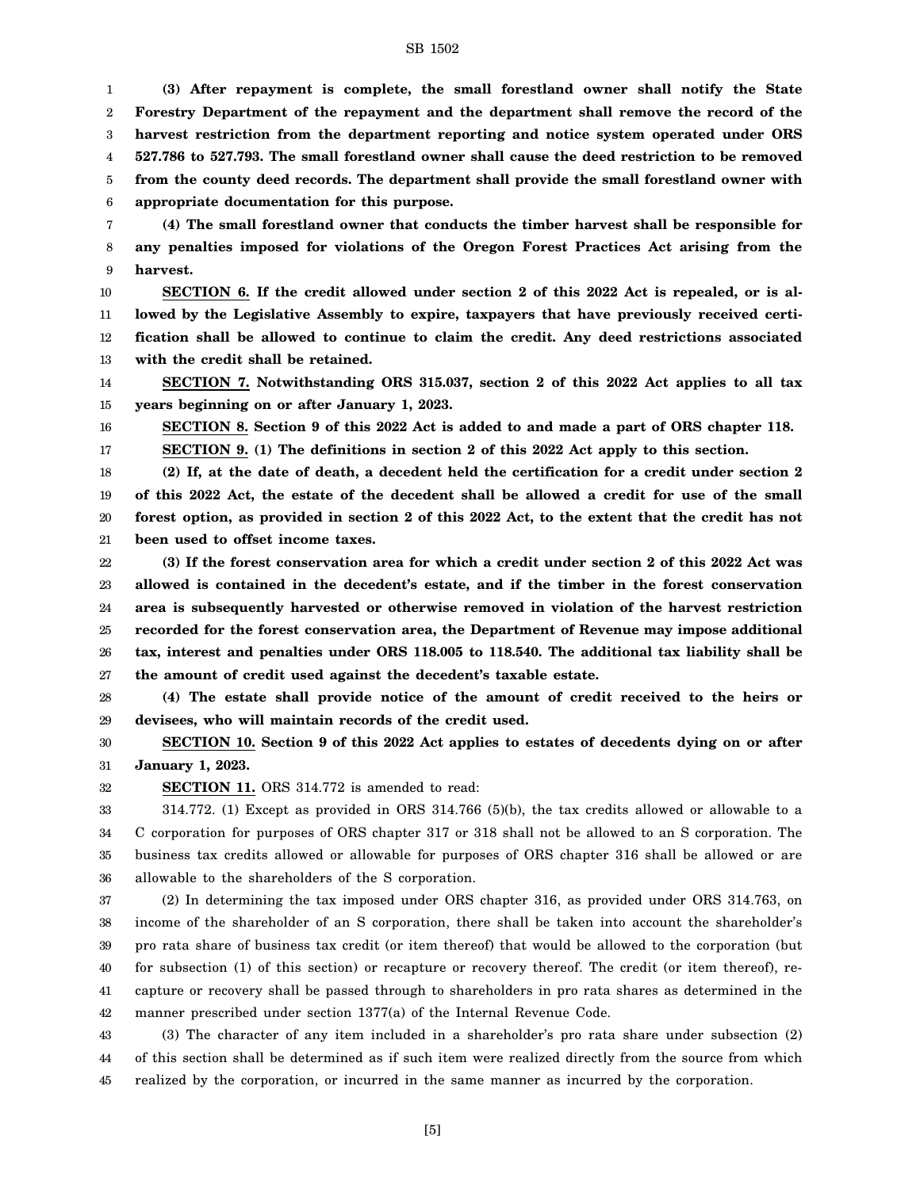**(3) After repayment is complete, the small forestland owner shall notify the State Forestry Department of the repayment and the department shall remove the record of the harvest restriction from the department reporting and notice system operated under ORS 527.786 to 527.793. The small forestland owner shall cause the deed restriction to be removed from the county deed records. The department shall provide the small forestland owner with appropriate documentation for this purpose.**

**(4) The small forestland owner that conducts the timber harvest shall be responsible for any penalties imposed for violations of the Oregon Forest Practices Act arising from the harvest.**

**SECTION 6. If the credit allowed under section 2 of this 2022 Act is repealed, or is allowed by the Legislative Assembly to expire, taxpayers that have previously received certification shall be allowed to continue to claim the credit. Any deed restrictions associated with the credit shall be retained.**

**SECTION 7. Notwithstanding ORS 315.037, section 2 of this 2022 Act applies to all tax years beginning on or after January 1, 2023.**

**SECTION 8. Section 9 of this 2022 Act is added to and made a part of ORS chapter 118.**

**SECTION 9. (1) The definitions in section 2 of this 2022 Act apply to this section.**

**(2) If, at the date of death, a decedent held the certification for a credit under section 2 of this 2022 Act, the estate of the decedent shall be allowed a credit for use of the small forest option, as provided in section 2 of this 2022 Act, to the extent that the credit has not been used to offset income taxes.**

**(3) If the forest conservation area for which a credit under section 2 of this 2022 Act was allowed is contained in the decedent's estate, and if the timber in the forest conservation area is subsequently harvested or otherwise removed in violation of the harvest restriction recorded for the forest conservation area, the Department of Revenue may impose additional tax, interest and penalties under ORS 118.005 to 118.540. The additional tax liability shall be the amount of credit used against the decedent's taxable estate.**

**(4) The estate shall provide notice of the amount of credit received to the heirs or devisees, who will maintain records of the credit used.**

**SECTION 10. Section 9 of this 2022 Act applies to estates of decedents dying on or after January 1, 2023.**

**SECTION 11.** ORS 314.772 is amended to read:

314.772. (1) Except as provided in ORS 314.766 (5)(b), the tax credits allowed or allowable to a C corporation for purposes of ORS chapter 317 or 318 shall not be allowed to an S corporation. The business tax credits allowed or allowable for purposes of ORS chapter 316 shall be allowed or are allowable to the shareholders of the S corporation.

(2) In determining the tax imposed under ORS chapter 316, as provided under ORS 314.763, on income of the shareholder of an S corporation, there shall be taken into account the shareholder's pro rata share of business tax credit (or item thereof) that would be allowed to the corporation (but for subsection (1) of this section) or recapture or recovery thereof. The credit (or item thereof), recapture or recovery shall be passed through to shareholders in pro rata shares as determined in the manner prescribed under section 1377(a) of the Internal Revenue Code.

(3) The character of any item included in a shareholder's pro rata share under subsection (2) of this section shall be determined as if such item were realized directly from the source from which realized by the corporation, or incurred in the same manner as incurred by the corporation.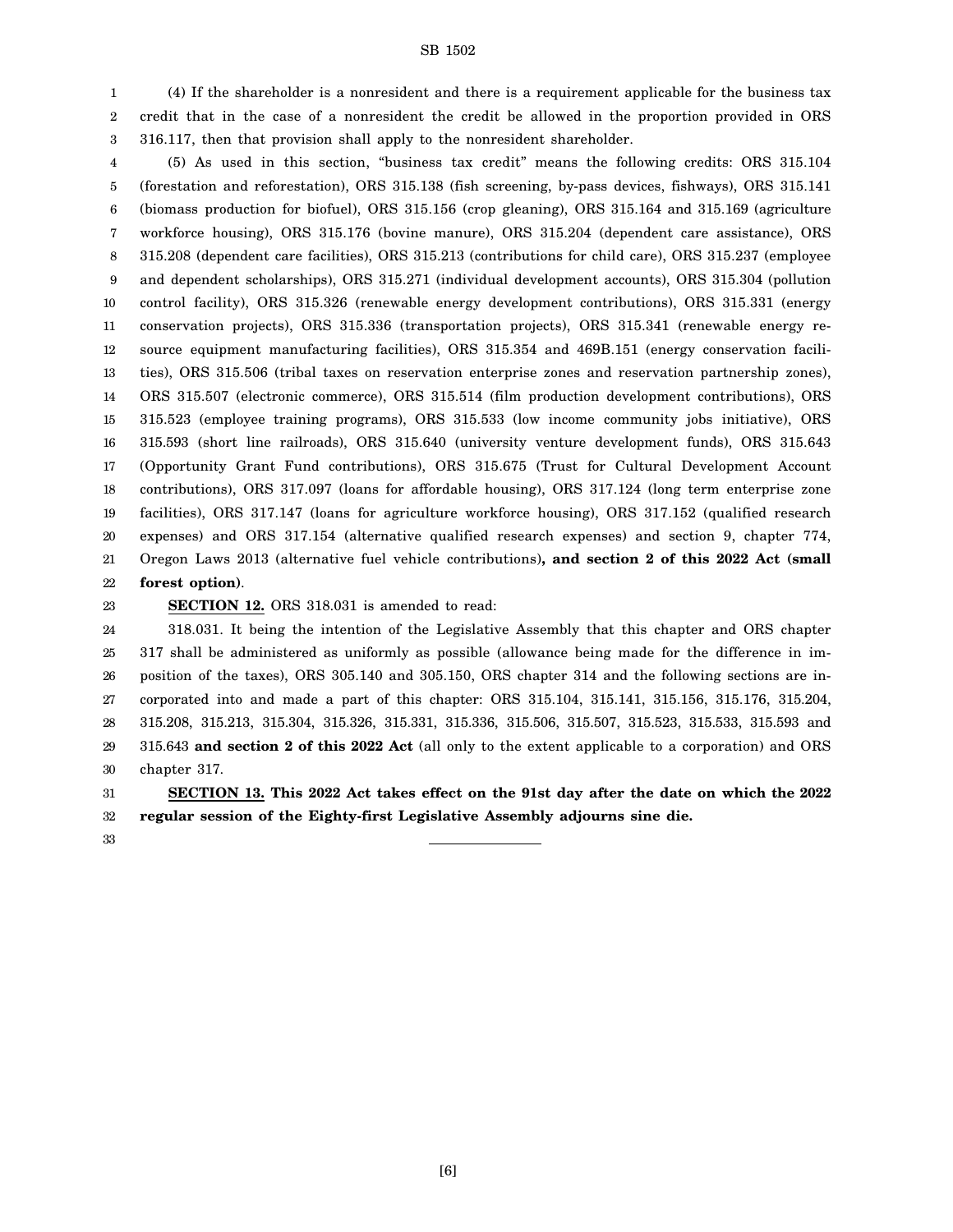(4) If the shareholder is a nonresident and there is a requirement applicable for the business tax credit that in the case of a nonresident the credit be allowed in the proportion provided in ORS 316.117, then that provision shall apply to the nonresident shareholder.

(5) As used in this section, "business tax credit" means the following credits: ORS 315.104 (forestation and reforestation), ORS 315.138 (fish screening, by-pass devices, fishways), ORS 315.141 (biomass production for biofuel), ORS 315.156 (crop gleaning), ORS 315.164 and 315.169 (agriculture workforce housing), ORS 315.176 (bovine manure), ORS 315.204 (dependent care assistance), ORS 315.208 (dependent care facilities), ORS 315.213 (contributions for child care), ORS 315.237 (employee and dependent scholarships), ORS 315.271 (individual development accounts), ORS 315.304 (pollution control facility), ORS 315.326 (renewable energy development contributions), ORS 315.331 (energy conservation projects), ORS 315.336 (transportation projects), ORS 315.341 (renewable energy resource equipment manufacturing facilities), ORS 315.354 and 469B.151 (energy conservation facilities), ORS 315.506 (tribal taxes on reservation enterprise zones and reservation partnership zones), ORS 315.507 (electronic commerce), ORS 315.514 (film production development contributions), ORS 315.523 (employee training programs), ORS 315.533 (low income community jobs initiative), ORS 315.593 (short line railroads), ORS 315.640 (university venture development funds), ORS 315.643 (Opportunity Grant Fund contributions), ORS 315.675 (Trust for Cultural Development Account contributions), ORS 317.097 (loans for affordable housing), ORS 317.124 (long term enterprise zone facilities), ORS 317.147 (loans for agriculture workforce housing), ORS 317.152 (qualified research expenses) and ORS 317.154 (alternative qualified research expenses) and section 9, chapter 774, Oregon Laws 2013 (alternative fuel vehicle contributions)**, and section 2 of this 2022 Act (small forest option)**.

**SECTION 12.** ORS 318.031 is amended to read:

318.031. It being the intention of the Legislative Assembly that this chapter and ORS chapter 317 shall be administered as uniformly as possible (allowance being made for the difference in imposition of the taxes), ORS 305.140 and 305.150, ORS chapter 314 and the following sections are incorporated into and made a part of this chapter: ORS 315.104, 315.141, 315.156, 315.176, 315.204, 315.208, 315.213, 315.304, 315.326, 315.331, 315.336, 315.506, 315.507, 315.523, 315.533, 315.593 and 315.643 **and section 2 of this 2022 Act** (all only to the extent applicable to a corporation) and ORS chapter 317.

**SECTION 13. This 2022 Act takes effect on the 91st day after the date on which the 2022 regular session of the Eighty-first Legislative Assembly adjourns sine die.**